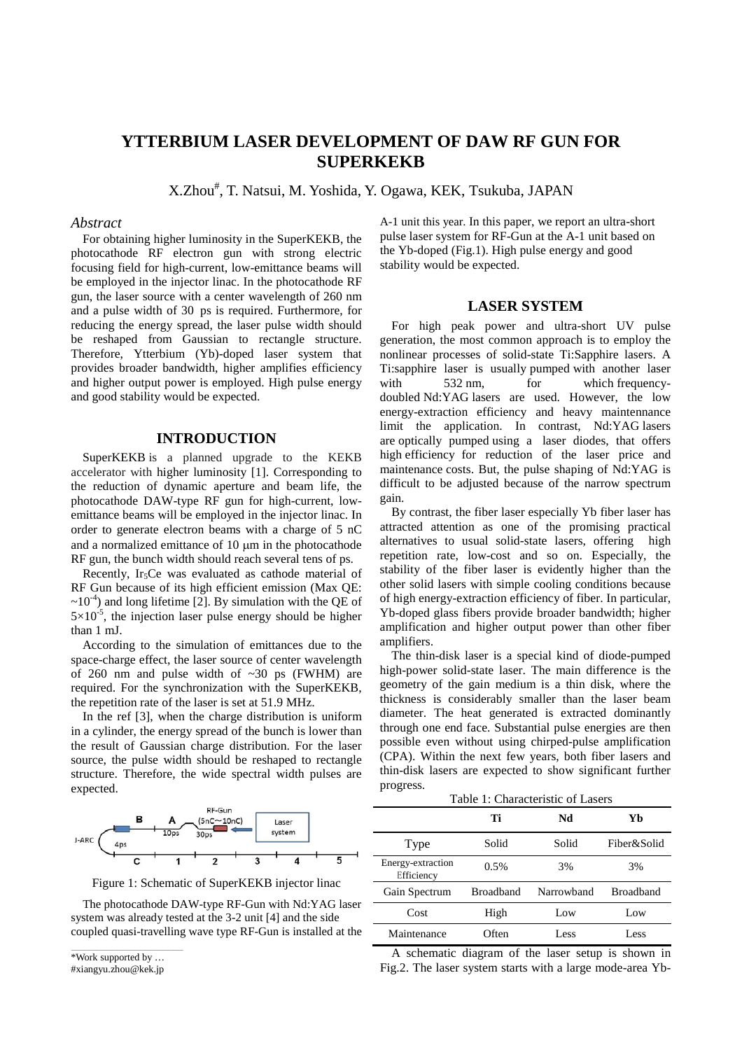# YTTERBIUM LASER DEVELOPMENT OF DAW RF GUN FOR SUPERKEKB

X.Zhou#, T. Natsui, M. Yoshida, Y. Ogawa, KEK, Tsukuba, JAPAN

## *Abstract*

For obtaining higher luminosity in the SuperKEKB, the photocathode RF electron gun with strong electric focusing field for high-current, low-emittance beams will be employed in the injector linac. In the photocathode RF gun, the laser source with a center wavelength of 260 nm and a pulse width of 30 ps is required. Furthermore, for reducing the energy spread, the laser pulse width should be reshaped from Gaussian to rectangle structure. Therefore, Ytterbium (Yb)-doped laser system that provides broader bandwidth, higher amplifies efficiency and higher output power is employed. High pulse energy and good stability would be expected.

## INTRODUCTION

SuperKEKB is a planned upgrade to the KEKB accelerator with higher luminosity [1]. Corresponding to the reduction of dynamic aperture and beam life, the photocathode DAW-type RF gun for high-current, low-emittance beams will be employed in the injector linac. In order to generate electron beams with a charge of 5 nC and a normalized emittance of 10 μm in the photocathode RF gun, the bunch width should reach several tens of ps.

Recently, $Ir_5Ce$ was evaluated as cathode material of RF Gun because of its high efficient emission (Max QE: $\sim10^{-4}$) and long lifetime [2]. By simulation with the QE of $5\times10^{-5}$, the injection laser pulse energy should be higher than 1 mJ.

According to the simulation of emittances due to the space-charge effect, the laser source of center wavelength of 260 nm and pulse width of ~30 ps (FWHM) are required. For the synchronization with the SuperKEKB, the repetition rate of the laser is set at 51.9 MHz.

In the ref [3], when the charge distribution is uniform in a cylinder, the energy spread of the bunch is lower than the result of Gaussian charge distribution. For the laser source, the pulse width should be reshaped to rectangle structure. Therefore, the wide spectral width pulses are expected.

Figure 1: Schematic of SuperKEKB injector linac

The photocathode DAW-type RF-Gun with Nd:YAG laser system was already tested at the 3-2 unit [4] and the side coupled quasi-travelling wave type RF-Gun is installed at the A-1 unit this year. In this paper, we report an ultra-short pulse laser system for RF-Gun at the A-1 unit based on the Yb-doped (Fig.1). High pulse energy and good stability would be expected.

## LASER SYSTEM

For high peak power and ultra-short UV pulse generation, the most common approach is to employ the nonlinear processes of solid-state Ti:Sapphire lasers. A Ti:sapphire laser is usually pumped with another laser with 532 nm, for which frequency-doubled Nd:YAG lasers are used. However, the low energy-extraction efficiency and heavy maintenance limit the application. In contrast, Nd:YAG lasers are optically pumped using a laser diodes, that offers high efficiency for reduction of the laser price and maintenance costs. But, the pulse shaping of Nd:YAG is difficult to be adjusted because of the narrow spectrum gain.

By contrast, the fiber laser especially Yb fiber laser has attracted attention as one of the promising practical alternatives to usual solid-state lasers, offering high repetition rate, low-cost and so on. Especially, the stability of the fiber laser is evidently higher than the other solid lasers with simple cooling conditions because of high energy-extraction efficiency of fiber. In particular, Yb-doped glass fibers provide broader bandwidth; higher amplification and higher output power than other fiber amplifiers.

The thin-disk laser is a special kind of diode-pumped high-power solid-state laser. The main difference is the geometry of the gain medium is a thin disk, where the thickness is considerably smaller than the laser beam diameter. The heat generated is extracted dominantly through one end face. Substantial pulse energies are then possible even without using chirped-pulse amplification (CPA). Within the next few years, both fiber lasers and thin-disk lasers are expected to show significant further progress.

Table 1: Characteristic of Lasers

| | Ti | Nd | Yb |
|---|---|---|---|
| Type | Solid | Solid | Fiber&Solid |
| Energy-extraction Efficiency | 0.5% | 3% | 3% |
| Gain Spectrum | Broadband | Narrowband | Broadband |
| Cost | High | Low | Low |
| Maintenance | Often | Less | Less |

A schematic diagram of the laser setup is shown in Fig.2. The laser system starts with a large mode-area Yb-

*Work supported by …
#xiangyu.zhou@kek.jp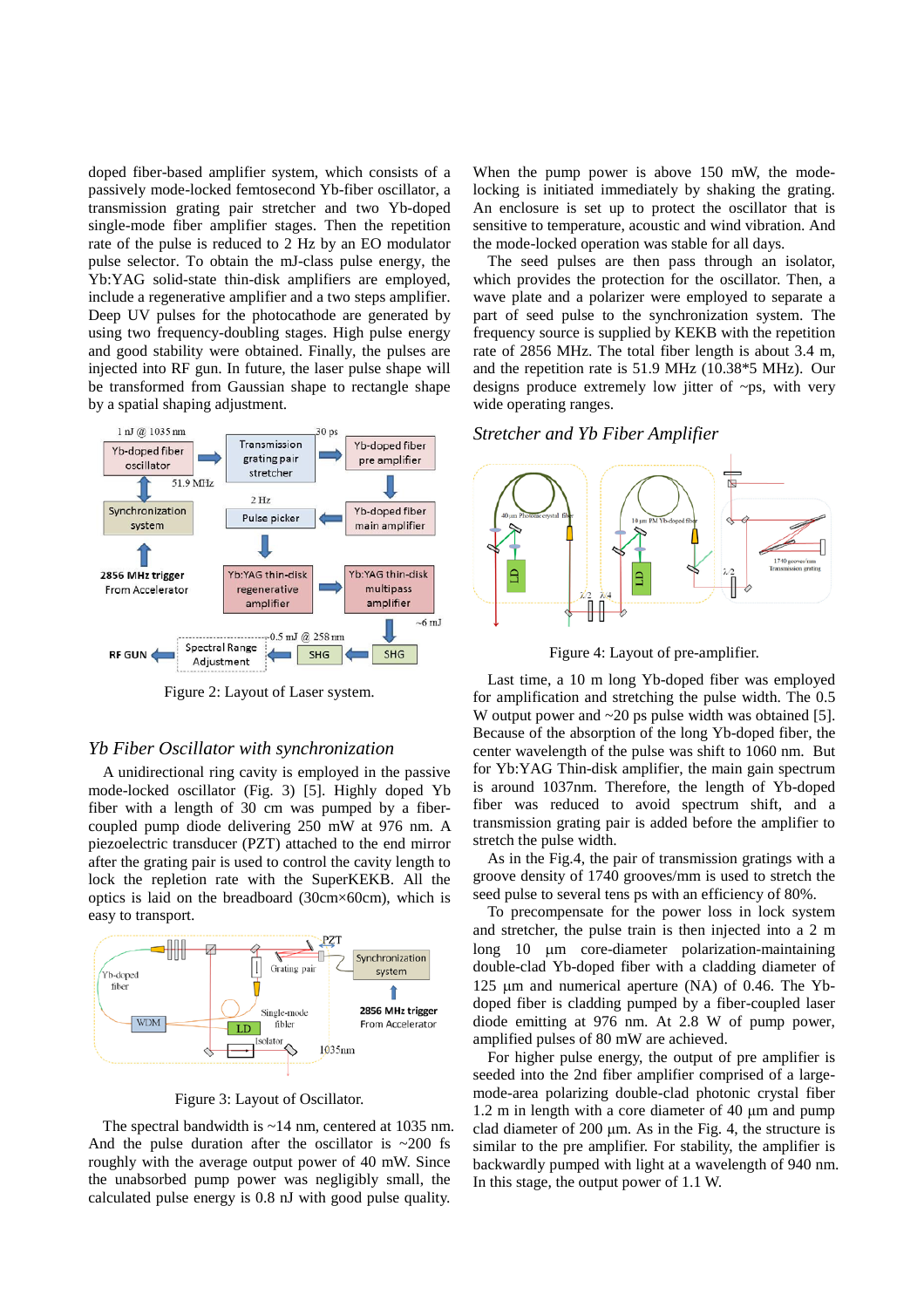doped fiber-based amplifier system, which consists of a passively mode-locked femtosecond Yb-fiber oscillator, a transmission grating pair stretcher and two Yb-doped single-mode fiber amplifier stages. Then the repetition rate of the pulse is reduced to 2 Hz by an EO modulator pulse selector. To obtain the mJ-class pulse energy, the Yb:YAG solid-state thin-disk amplifiers are employed, include a regenerative amplifier and a two steps amplifier. Deep UV pulses for the photocathode are generated by using two frequency-doubling stages. High pulse energy and good stability were obtained. Finally, the pulses are injected into RF gun. In future, the laser pulse shape will be transformed from Gaussian shape to rectangle shape by a spatial shaping adjustment.

Figure 2: Layout of Laser system.

## Yb Fiber Oscillator with synchronization

A unidirectional ring cavity is employed in the passive mode-locked oscillator (Fig. 3) [5]. Highly doped Yb fiber with a length of 30 cm was pumped by a fiber-coupled pump diode delivering 250 mW at 976 nm. A piezoelectric transducer (PZT) attached to the end mirror after the grating pair is used to control the cavity length to lock the repletion rate with the SuperKEKB. All the optics is laid on the breadboard (30cm×60cm), which is easy to transport.

Figure 3: Layout of Oscillator.

The spectral bandwidth is ~14 nm, centered at 1035 nm. And the pulse duration after the oscillator is ~200 fs roughly with the average output power of 40 mW. Since the unabsorbed pump power was negligibly small, the calculated pulse energy is 0.8 nJ with good pulse quality.

When the pump power is above 150 mW, the mode-locking is initiated immediately by shaking the grating. An enclosure is set up to protect the oscillator that is sensitive to temperature, acoustic and wind vibration. And the mode-locked operation was stable for all days.

The seed pulses are then pass through an isolator, which provides the protection for the oscillator. Then, a wave plate and a polarizer were employed to separate a part of seed pulse to the synchronization system. The frequency source is supplied by KEKB with the repetition rate of 2856 MHz. The total fiber length is about 3.4 m, and the repetition rate is 51.9 MHz (10.38*5 MHz). Our designs produce extremely low jitter of ~ps, with very wide operating ranges.

## Stretcher and Yb Fiber Amplifier

Figure 4: Layout of pre-amplifier.

Last time, a 10 m long Yb-doped fiber was employed for amplification and stretching the pulse width. The 0.5 W output power and ~20 ps pulse width was obtained [5]. Because of the absorption of the long Yb-doped fiber, the center wavelength of the pulse was shift to 1060 nm. But for Yb:YAG Thin-disk amplifier, the main gain spectrum is around 1037nm. Therefore, the length of Yb-doped fiber was reduced to avoid spectrum shift, and a transmission grating pair is added before the amplifier to stretch the pulse width.

As in the Fig.4, the pair of transmission gratings with a groove density of 1740 grooves/mm is used to stretch the seed pulse to several tens ps with an efficiency of 80%.

To precompensate for the power loss in lock system and stretcher, the pulse train is then injected into a 2 m long 10 µm core-diameter polarization-maintaining double-clad Yb-doped fiber with a cladding diameter of 125 µm and numerical aperture (NA) of 0.46. The Yb-doped fiber is cladding pumped by a fiber-coupled laser diode emitting at 976 nm. At 2.8 W of pump power, amplified pulses of 80 mW are achieved.

For higher pulse energy, the output of pre amplifier is seeded into the 2nd fiber amplifier comprised of a large-mode-area polarizing double-clad photonic crystal fiber 1.2 m in length with a core diameter of 40 µm and pump clad diameter of 200 µm. As in the Fig. 4, the structure is similar to the pre amplifier. For stability, the amplifier is backwardly pumped with light at a wavelength of 940 nm. In this stage, the output power of 1.1 W.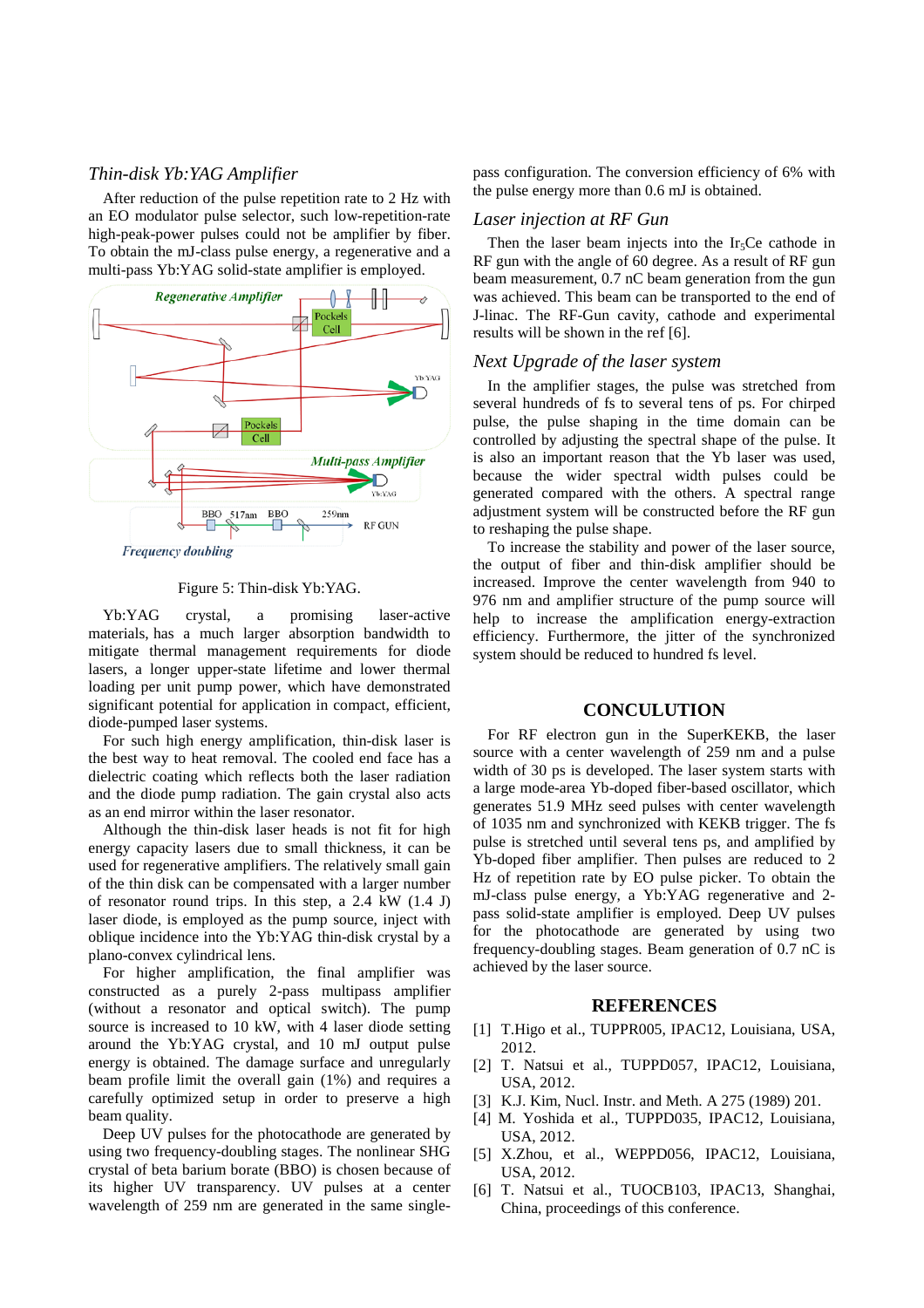### *Thin-disk Yb:YAG Amplifier*

After reduction of the pulse repetition rate to 2 Hz with an EO modulator pulse selector, such low-repetition-rate high-peak-power pulses could not be amplifier by fiber. To obtain the mJ-class pulse energy, a regenerative and a multi-pass Yb:YAG solid-state amplifier is employed.

Regenerative Amplifier

Pockels Cell

Yb:YAG

Pockels Cell

Multi-pass Amplifier

Yb:YAG

BBO 517nm BBO 259nm RF GUN

Frequency doubling

Figure 5: Thin-disk Yb:YAG.

Yb:YAG crystal, a promising laser-active materials, has a much larger absorption bandwidth to mitigate thermal management requirements for diode lasers, a longer upper-state lifetime and lower thermal loading per unit pump power, which have demonstrated significant potential for application in compact, efficient, diode-pumped laser systems.

For such high energy amplification, thin-disk laser is the best way to heat removal. The cooled end face has a dielectric coating which reflects both the laser radiation and the diode pump radiation. The gain crystal also acts as an end mirror within the laser resonator.

Although the thin-disk laser heads is not fit for high energy capacity lasers due to small thickness, it can be used for regenerative amplifiers. The relatively small gain of the thin disk can be compensated with a larger number of resonator round trips. In this step, a 2.4 kW (1.4 J) laser diode, is employed as the pump source, inject with oblique incidence into the Yb:YAG thin-disk crystal by a plano-convex cylindrical lens.

For higher amplification, the final amplifier was constructed as a purely 2-pass multipass amplifier (without a resonator and optical switch). The pump source is increased to 10 kW, with 4 laser diode setting around the Yb:YAG crystal, and 10 mJ output pulse energy is obtained. The damage surface and unregularly beam profile limit the overall gain (1%) and requires a carefully optimized setup in order to preserve a high beam quality.

Deep UV pulses for the photocathode are generated by using two frequency-doubling stages. The nonlinear SHG crystal of beta barium borate (BBO) is chosen because of its higher UV transparency. UV pulses at a center wavelength of 259 nm are generated in the same single-pass configuration. The conversion efficiency of 6% with the pulse energy more than 0.6 mJ is obtained.

### *Laser injection at RF Gun*

Then the laser beam injects into the $Ir_5Ce$ cathode in RF gun with the angle of 60 degree. As a result of RF gun beam measurement, 0.7 nC beam generation from the gun was achieved. This beam can be transported to the end of J-linac. The RF-Gun cavity, cathode and experimental results will be shown in the ref [6].

### *Next Upgrade of the laser system*

In the amplifier stages, the pulse was stretched from several hundreds of fs to several tens of ps. For chirped pulse, the pulse shaping in the time domain can be controlled by adjusting the spectral shape of the pulse. It is also an important reason that the Yb laser was used, because the wider spectral width pulses could be generated compared with the others. A spectral range adjustment system will be constructed before the RF gun to reshaping the pulse shape.

To increase the stability and power of the laser source, the output of fiber and thin-disk amplifier should be increased. Improve the center wavelength from 940 to 976 nm and amplifier structure of the pump source will help to increase the amplification energy-extraction efficiency. Furthermore, the jitter of the synchronized system should be reduced to hundred fs level.

## CONCULTION

For RF electron gun in the SuperKEKB, the laser source with a center wavelength of 259 nm and a pulse width of 30 ps is developed. The laser system starts with a large mode-area Yb-doped fiber-based oscillator, which generates 51.9 MHz seed pulses with center wavelength of 1035 nm and synchronized with KEKB trigger. The fs pulse is stretched until several tens ps, and amplified by Yb-doped fiber amplifier. Then pulses are reduced to 2 Hz of repetition rate by EO pulse picker. To obtain the mJ-class pulse energy, a Yb:YAG regenerative and 2-pass solid-state amplifier is employed. Deep UV pulses for the photocathode are generated by using two frequency-doubling stages. Beam generation of 0.7 nC is achieved by the laser source.

## REFERENCES

[1] T.Higo et al., TUPPR005, IPAC12, Louisiana, USA, 2012.

[2] T. Natsui et al., TUPPD057, IPAC12, Louisiana, USA, 2012.

[3] K.J. Kim, Nucl. Instr. and Meth. A 275 (1989) 201.

[4] M. Yoshida et al., TUPPD035, IPAC12, Louisiana, USA, 2012.

[5] X.Zhou, et al., WEPPD056, IPAC12, Louisiana, USA, 2012.

[6] T. Natsui et al., TUOCB103, IPAC13, Shanghai, China, proceedings of this conference.